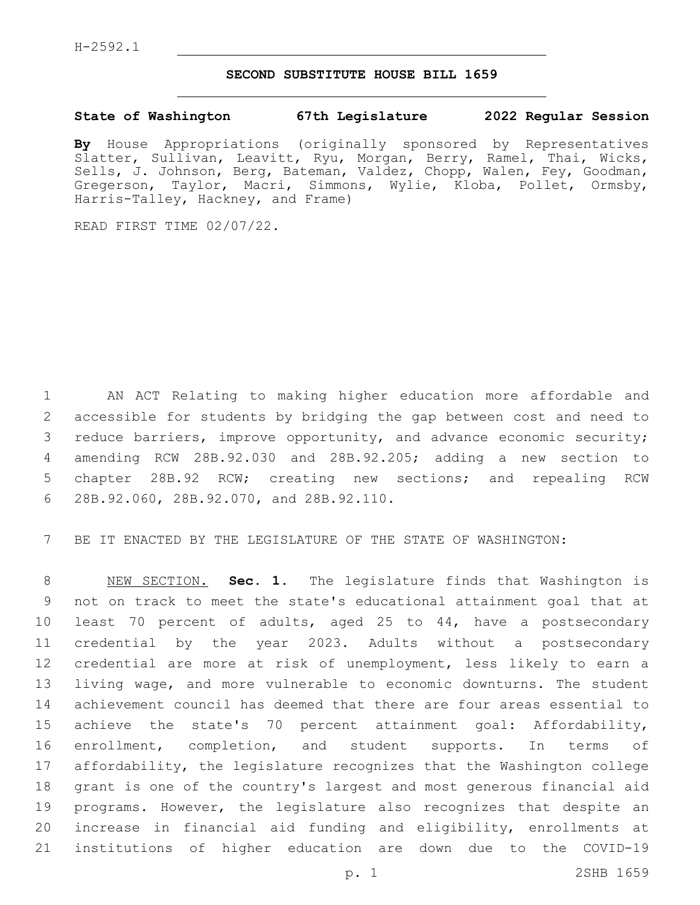H-2592.1

# SECOND SUBSTITUTE HOUSE BILL 1659

**State of Washington 67th Legislature 2022 Regular Session**

**By** House Appropriations (originally sponsored by Representatives Slatter, Sullivan, Leavitt, Ryu, Morgan, Berry, Ramel, Thai, Wicks, Sells, J. Johnson, Berg, Bateman, Valdez, Chopp, Walen, Fey, Goodman, Gregerson, Taylor, Macri, Simmons, Wylie, Kloba, Pollet, Ormsby, Harris-Talley, Hackney, and Frame)

READ FIRST TIME 02/07/22.

AN ACT Relating to making higher education more affordable and accessible for students by bridging the gap between cost and need to reduce barriers, improve opportunity, and advance economic security; amending RCW 28B.92.030 and 28B.92.205; adding a new section to chapter 28B.92 RCW; creating new sections; and repealing RCW 28B.92.060, 28B.92.070, and 28B.92.110.

BE IT ENACTED BY THE LEGISLATURE OF THE STATE OF WASHINGTON:

NEW SECTION. **Sec. 1.** The legislature finds that Washington is not on track to meet the state's educational attainment goal that at least 70 percent of adults, aged 25 to 44, have a postsecondary credential by the year 2023. Adults without a postsecondary credential are more at risk of unemployment, less likely to earn a living wage, and more vulnerable to economic downturns. The student achievement council has deemed that there are four areas essential to achieve the state's 70 percent attainment goal: Affordability, enrollment, completion, and student supports. In terms of affordability, the legislature recognizes that the Washington college grant is one of the country's largest and most generous financial aid programs. However, the legislature also recognizes that despite an increase in financial aid funding and eligibility, enrollments at institutions of higher education are down due to the COVID-19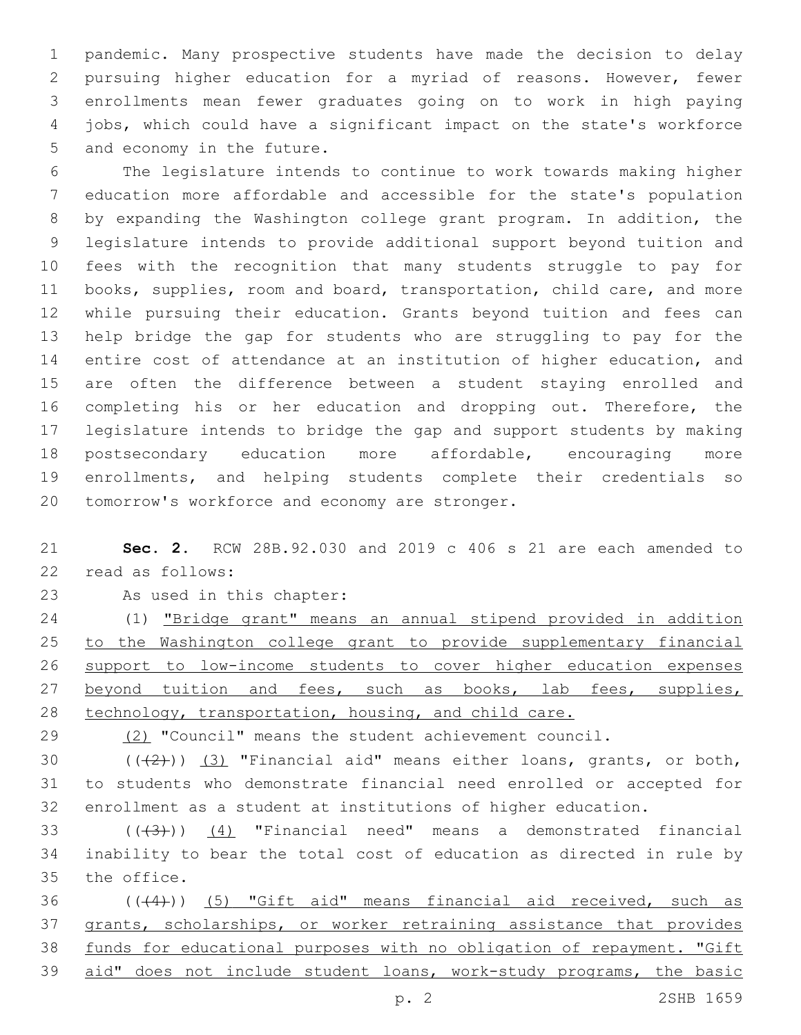pandemic. Many prospective students have made the decision to delay pursuing higher education for a myriad of reasons. However, fewer enrollments mean fewer graduates going on to work in high paying jobs, which could have a significant impact on the state's workforce and economy in the future.

The legislature intends to continue to work towards making higher education more affordable and accessible for the state's population by expanding the Washington college grant program. In addition, the legislature intends to provide additional support beyond tuition and fees with the recognition that many students struggle to pay for books, supplies, room and board, transportation, child care, and more while pursuing their education. Grants beyond tuition and fees can help bridge the gap for students who are struggling to pay for the entire cost of attendance at an institution of higher education, and are often the difference between a student staying enrolled and completing his or her education and dropping out. Therefore, the legislature intends to bridge the gap and support students by making postsecondary education more affordable, encouraging more enrollments, and helping students complete their credentials so tomorrow's workforce and economy are stronger.

**Sec. 2.** RCW 28B.92.030 and 2019 c 406 s 21 are each amended to read as follows:

As used in this chapter:

(1) "Bridge grant" means an annual stipend provided in addition to the Washington college grant to provide supplementary financial support to low-income students to cover higher education expenses beyond tuition and fees, such as books, lab fees, supplies, technology, transportation, housing, and child care.

(2) "Council" means the student achievement council.

((~~(2)~~)) (3) "Financial aid" means either loans, grants, or both, to students who demonstrate financial need enrolled or accepted for enrollment as a student at institutions of higher education.

((~~(3)~~)) (4) "Financial need" means a demonstrated financial inability to bear the total cost of education as directed in rule by the office.

((~~(4)~~)) (5) "Gift aid" means financial aid received, such as grants, scholarships, or worker retraining assistance that provides funds for educational purposes with no obligation of repayment. "Gift aid" does not include student loans, work-study programs, the basic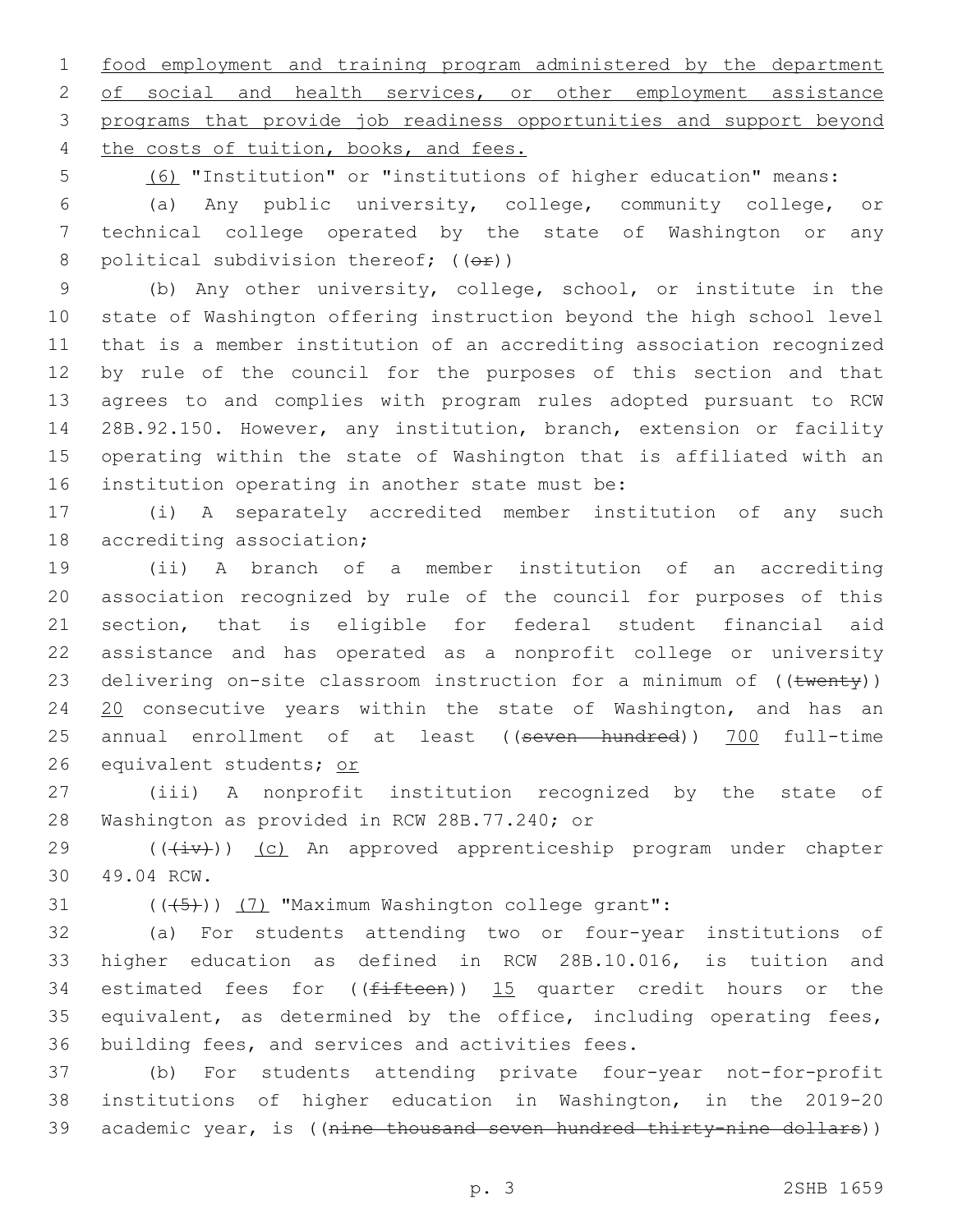food employment and training program administered by the department of social and health services, or other employment assistance programs that provide job readiness opportunities and support beyond the costs of tuition, books, and fees.

(6) "Institution" or "institutions of higher education" means:

(a) Any public university, college, community college, or technical college operated by the state of Washington or any political subdivision thereof; ((~~or~~))

(b) Any other university, college, school, or institute in the state of Washington offering instruction beyond the high school level that is a member institution of an accrediting association recognized by rule of the council for the purposes of this section and that agrees to and complies with program rules adopted pursuant to RCW 28B.92.150. However, any institution, branch, extension or facility operating within the state of Washington that is affiliated with an institution operating in another state must be:

(i) A separately accredited member institution of any such accrediting association;

(ii) A branch of a member institution of an accrediting association recognized by rule of the council for purposes of this section, that is eligible for federal student financial aid assistance and has operated as a nonprofit college or university delivering on-site classroom instruction for a minimum of ((~~twenty~~)) 20 consecutive years within the state of Washington, and has an annual enrollment of at least ((~~seven hundred~~)) 700 full-time equivalent students; or

(iii) A nonprofit institution recognized by the state of Washington as provided in RCW 28B.77.240; or

((~~(iv)~~)) (c) An approved apprenticeship program under chapter 49.04 RCW.

((~~(5)~~)) (7) "Maximum Washington college grant":

(a) For students attending two or four-year institutions of higher education as defined in RCW 28B.10.016, is tuition and estimated fees for ((~~fifteen~~)) 15 quarter credit hours or the equivalent, as determined by the office, including operating fees, building fees, and services and activities fees.

(b) For students attending private four-year not-for-profit institutions of higher education in Washington, in the 2019-20 academic year, is ((~~nine thousand seven hundred thirty-nine dollars~~))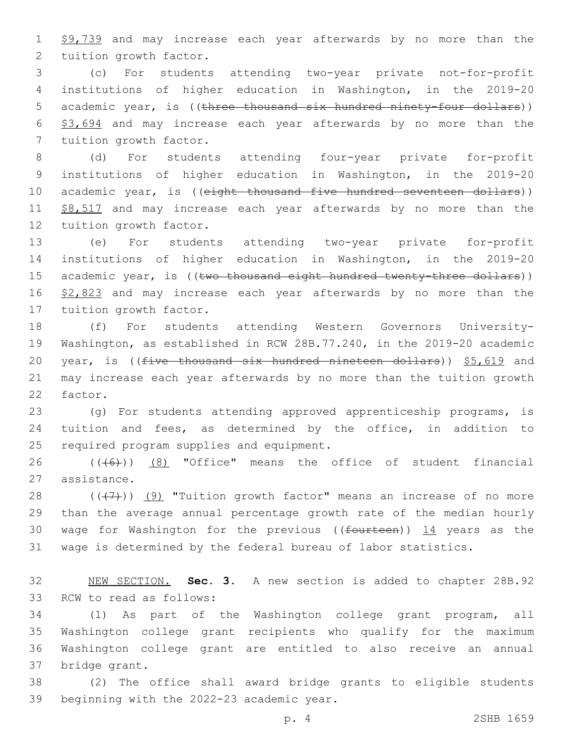$9,739 and may increase each year afterwards by no more than the tuition growth factor.

(c) For students attending two-year private not-for-profit institutions of higher education in Washington, in the 2019-20 academic year, is ((~~three thousand six hundred ninety-four dollars~~)) $3,694 and may increase each year afterwards by no more than the tuition growth factor.

(d) For students attending four-year private for-profit institutions of higher education in Washington, in the 2019-20 academic year, is ((~~eight thousand five hundred seventeen dollars~~)) $8,517 and may increase each year afterwards by no more than the tuition growth factor.

(e) For students attending two-year private for-profit institutions of higher education in Washington, in the 2019-20 academic year, is ((~~two thousand eight hundred twenty-three dollars~~)) $2,823 and may increase each year afterwards by no more than the tuition growth factor.

(f) For students attending Western Governors University-Washington, as established in RCW 28B.77.240, in the 2019-20 academic year, is ((~~five thousand six hundred nineteen dollars~~)) $5,619 and may increase each year afterwards by no more than the tuition growth factor.

(g) For students attending approved apprenticeship programs, is tuition and fees, as determined by the office, in addition to required program supplies and equipment.

((~~(6)~~)) (8) "Office" means the office of student financial assistance.

((~~(7)~~)) (9) "Tuition growth factor" means an increase of no more than the average annual percentage growth rate of the median hourly wage for Washington for the previous ((~~fourteen~~)) 14 years as the wage is determined by the federal bureau of labor statistics.

NEW SECTION. **Sec. 3.** A new section is added to chapter 28B.92 RCW to read as follows:

(1) As part of the Washington college grant program, all Washington college grant recipients who qualify for the maximum Washington college grant are entitled to also receive an annual bridge grant.

(2) The office shall award bridge grants to eligible students beginning with the 2022-23 academic year.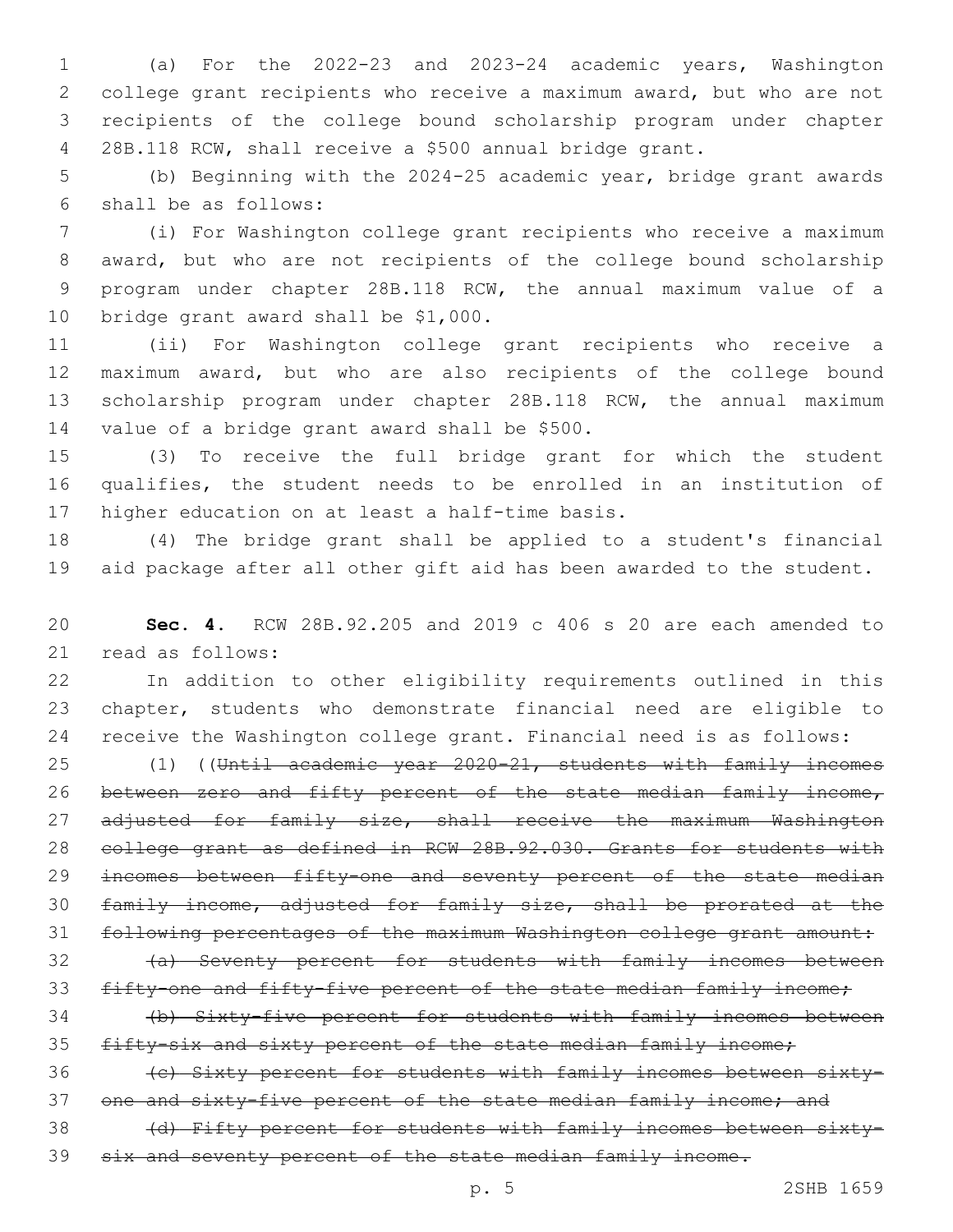(a) For the 2022-23 and 2023-24 academic years, Washington college grant recipients who receive a maximum award, but who are not recipients of the college bound scholarship program under chapter 28B.118 RCW, shall receive a $500 annual bridge grant.

(b) Beginning with the 2024-25 academic year, bridge grant awards shall be as follows:

(i) For Washington college grant recipients who receive a maximum award, but who are not recipients of the college bound scholarship program under chapter 28B.118 RCW, the annual maximum value of a bridge grant award shall be $1,000.

(ii) For Washington college grant recipients who receive a maximum award, but who are also recipients of the college bound scholarship program under chapter 28B.118 RCW, the annual maximum value of a bridge grant award shall be $500.

(3) To receive the full bridge grant for which the student qualifies, the student needs to be enrolled in an institution of higher education on at least a half-time basis.

(4) The bridge grant shall be applied to a student's financial aid package after all other gift aid has been awarded to the student.

**Sec. 4.** RCW 28B.92.205 and 2019 c 406 s 20 are each amended to read as follows:

In addition to other eligibility requirements outlined in this chapter, students who demonstrate financial need are eligible to receive the Washington college grant. Financial need is as follows:

(1) ((~~Until academic year 2020-21, students with family incomes between zero and fifty percent of the state median family income, adjusted for family size, shall receive the maximum Washington college grant as defined in RCW 28B.92.030. Grants for students with incomes between fifty-one and seventy percent of the state median family income, adjusted for family size, shall be prorated at the following percentages of the maximum Washington college grant amount:~~

~~(a) Seventy percent for students with family incomes between fifty-one and fifty-five percent of the state median family income;~~

~~(b) Sixty-five percent for students with family incomes between fifty-six and sixty percent of the state median family income;~~

~~(c) Sixty percent for students with family incomes between sixty-one and sixty-five percent of the state median family income; and~~

~~(d) Fifty percent for students with family incomes between sixty-six and seventy percent of the state median family income.~~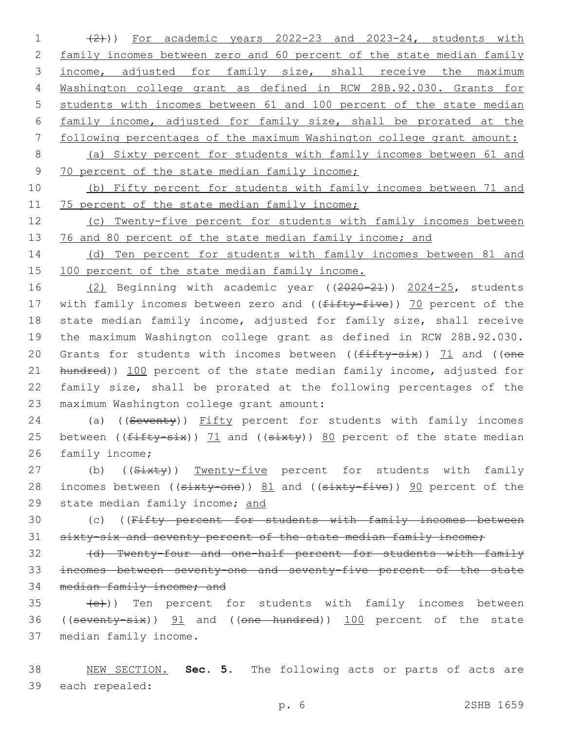((~~(2)~~)) For academic years 2022-23 and 2023-24, students with family incomes between zero and 60 percent of the state median family income, adjusted for family size, shall receive the maximum Washington college grant as defined in RCW 28B.92.030. Grants for students with incomes between 61 and 100 percent of the state median family income, adjusted for family size, shall be prorated at the following percentages of the maximum Washington college grant amount:

(a) Sixty percent for students with family incomes between 61 and 70 percent of the state median family income;

(b) Fifty percent for students with family incomes between 71 and 75 percent of the state median family income;

(c) Twenty-five percent for students with family incomes between 76 and 80 percent of the state median family income; and

(d) Ten percent for students with family incomes between 81 and 100 percent of the state median family income.

(2) Beginning with academic year ((~~2020-21~~)) 2024-25, students with family incomes between zero and ((~~fifty-five~~)) 70 percent of the state median family income, adjusted for family size, shall receive the maximum Washington college grant as defined in RCW 28B.92.030. Grants for students with incomes between ((~~fifty-six~~)) 71 and ((~~one hundred~~)) 100 percent of the state median family income, adjusted for family size, shall be prorated at the following percentages of the maximum Washington college grant amount:

(a) ((~~Seventy~~)) Fifty percent for students with family incomes between ((~~fifty-six~~)) 71 and ((~~sixty~~)) 80 percent of the state median family income;

(b) ((~~Sixty~~)) Twenty-five percent for students with family incomes between ((~~sixty-one~~)) 81 and ((~~sixty-five~~)) 90 percent of the state median family income; and

(c) ((~~Fifty percent for students with family incomes between sixty-six and seventy percent of the state median family income;~~

~~(d) Twenty-four and one-half percent for students with family incomes between seventy-one and seventy-five percent of the state median family income; and~~

~~(e)~~)) Ten percent for students with family incomes between ((~~seventy-six~~)) 91 and ((~~one hundred~~)) 100 percent of the state median family income.

NEW SECTION. **Sec. 5.** The following acts or parts of acts are each repealed: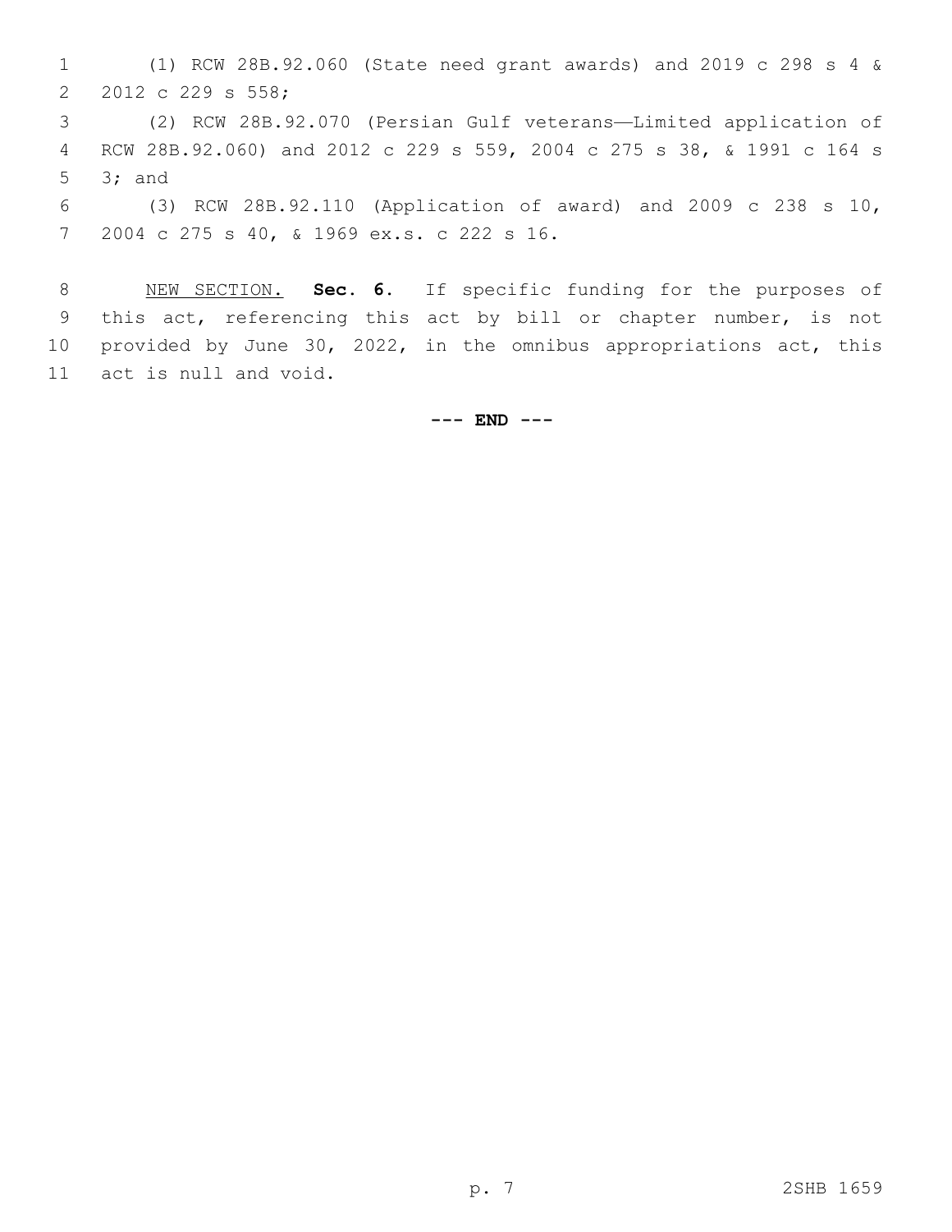(1) RCW 28B.92.060 (State need grant awards) and 2019 c 298 s 4 & 2012 c 229 s 558;

(2) RCW 28B.92.070 (Persian Gulf veterans—Limited application of RCW 28B.92.060) and 2012 c 229 s 559, 2004 c 275 s 38, & 1991 c 164 s 3; and

(3) RCW 28B.92.110 (Application of award) and 2009 c 238 s 10, 2004 c 275 s 40, & 1969 ex.s. c 222 s 16.

NEW SECTION. **Sec. 6.** If specific funding for the purposes of this act, referencing this act by bill or chapter number, is not provided by June 30, 2022, in the omnibus appropriations act, this act is null and void.

**--- END ---**